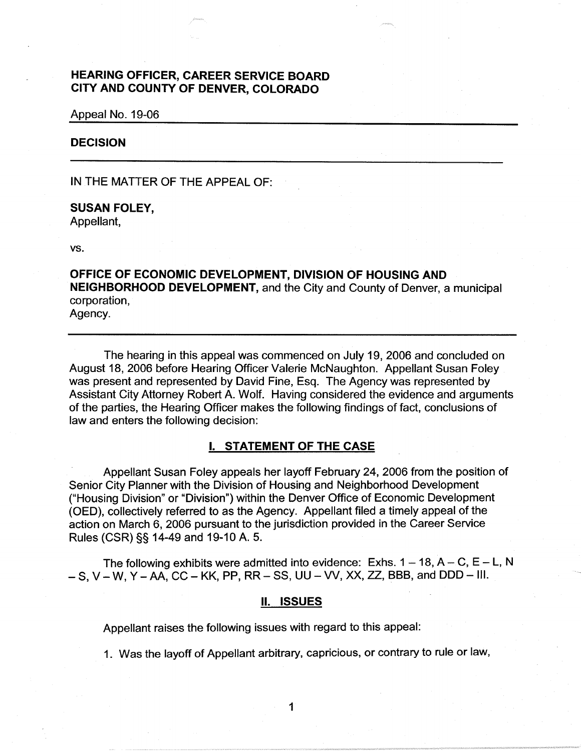**HEARING OFFICER, CAREER SERVICE BOARD**
**CITY AND COUNTY OF DENVER, COLORADO**

Appeal No. 19-06

**DECISION**

---

IN THE MATTER OF THE APPEAL OF:

**SUSAN FOLEY,**
Appellant,

vs.

**OFFICE OF ECONOMIC DEVELOPMENT, DIVISION OF HOUSING AND NEIGHBORHOOD DEVELOPMENT,** and the City and County of Denver, a municipal corporation,
Agency.

---

The hearing in this appeal was commenced on July 19, 2006 and concluded on August 18, 2006 before Hearing Officer Valerie McNaughton. Appellant Susan Foley was present and represented by David Fine, Esq. The Agency was represented by Assistant City Attorney Robert A. Wolf. Having considered the evidence and arguments of the parties, the Hearing Officer makes the following findings of fact, conclusions of law and enters the following decision:

## I. STATEMENT OF THE CASE

Appellant Susan Foley appeals her layoff February 24, 2006 from the position of Senior City Planner with the Division of Housing and Neighborhood Development ("Housing Division" or "Division") within the Denver Office of Economic Development (OED), collectively referred to as the Agency. Appellant filed a timely appeal of the action on March 6, 2006 pursuant to the jurisdiction provided in the Career Service Rules (CSR) §§ 14-49 and 19-10 A. 5.

The following exhibits were admitted into evidence: Exhs. 1 – 18, A – C, E – L, N – S, V – W, Y – AA, CC – KK, PP, RR – SS, UU – VV, XX, ZZ, BBB, and DDD – III.

## II. ISSUES

Appellant raises the following issues with regard to this appeal:

1. Was the layoff of Appellant arbitrary, capricious, or contrary to rule or law,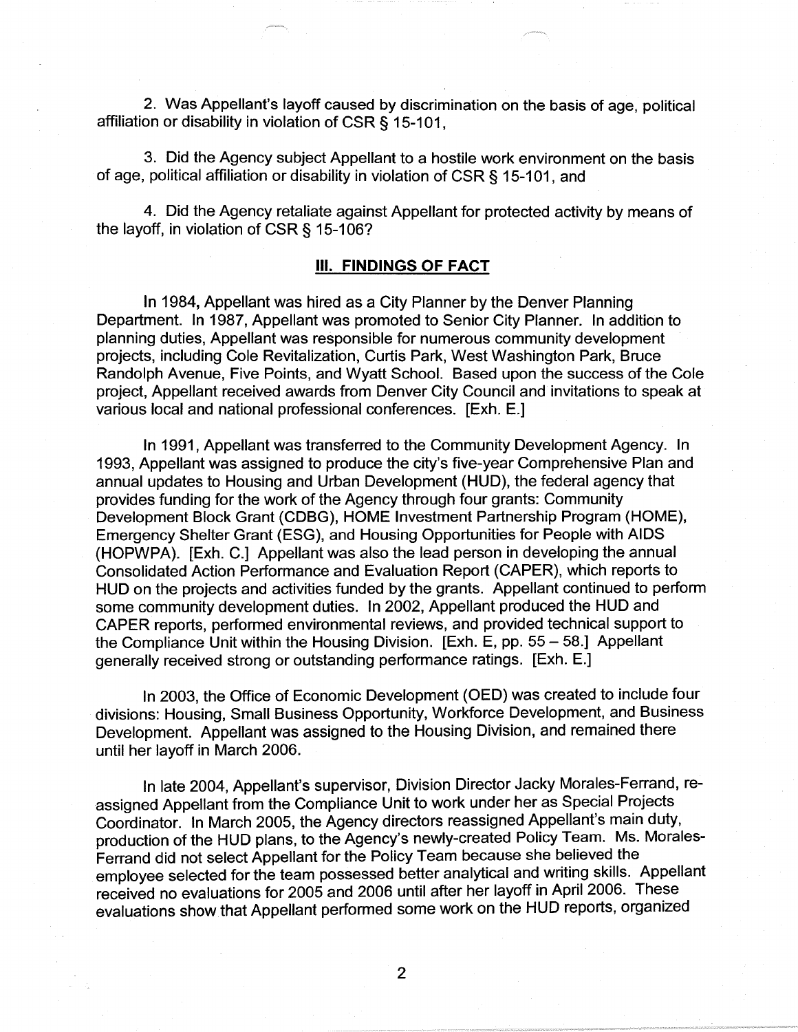2. Was Appellant's layoff caused by discrimination on the basis of age, political affiliation or disability in violation of CSR § 15-101,

3. Did the Agency subject Appellant to a hostile work environment on the basis of age, political affiliation or disability in violation of CSR § 15-101, and

4. Did the Agency retaliate against Appellant for protected activity by means of the layoff, in violation of CSR § 15-106?

## III. FINDINGS OF FACT

In 1984, Appellant was hired as a City Planner by the Denver Planning Department. In 1987, Appellant was promoted to Senior City Planner. In addition to planning duties, Appellant was responsible for numerous community development projects, including Cole Revitalization, Curtis Park, West Washington Park, Bruce Randolph Avenue, Five Points, and Wyatt School. Based upon the success of the Cole project, Appellant received awards from Denver City Council and invitations to speak at various local and national professional conferences. [Exh. E.]

In 1991, Appellant was transferred to the Community Development Agency. In 1993, Appellant was assigned to produce the city's five-year Comprehensive Plan and annual updates to Housing and Urban Development (HUD), the federal agency that provides funding for the work of the Agency through four grants: Community Development Block Grant (CDBG), HOME Investment Partnership Program (HOME), Emergency Shelter Grant (ESG), and Housing Opportunities for People with AIDS (HOPWPA). [Exh. C.] Appellant was also the lead person in developing the annual Consolidated Action Performance and Evaluation Report (CAPER), which reports to HUD on the projects and activities funded by the grants. Appellant continued to perform some community development duties. In 2002, Appellant produced the HUD and CAPER reports, performed environmental reviews, and provided technical support to the Compliance Unit within the Housing Division. [Exh. E, pp. 55 – 58.] Appellant generally received strong or outstanding performance ratings. [Exh. E.]

In 2003, the Office of Economic Development (OED) was created to include four divisions: Housing, Small Business Opportunity, Workforce Development, and Business Development. Appellant was assigned to the Housing Division, and remained there until her layoff in March 2006.

In late 2004, Appellant's supervisor, Division Director Jacky Morales-Ferrand, re-assigned Appellant from the Compliance Unit to work under her as Special Projects Coordinator. In March 2005, the Agency directors reassigned Appellant's main duty, production of the HUD plans, to the Agency's newly-created Policy Team. Ms. Morales-Ferrand did not select Appellant for the Policy Team because she believed the employee selected for the team possessed better analytical and writing skills. Appellant received no evaluations for 2005 and 2006 until after her layoff in April 2006. These evaluations show that Appellant performed some work on the HUD reports, organized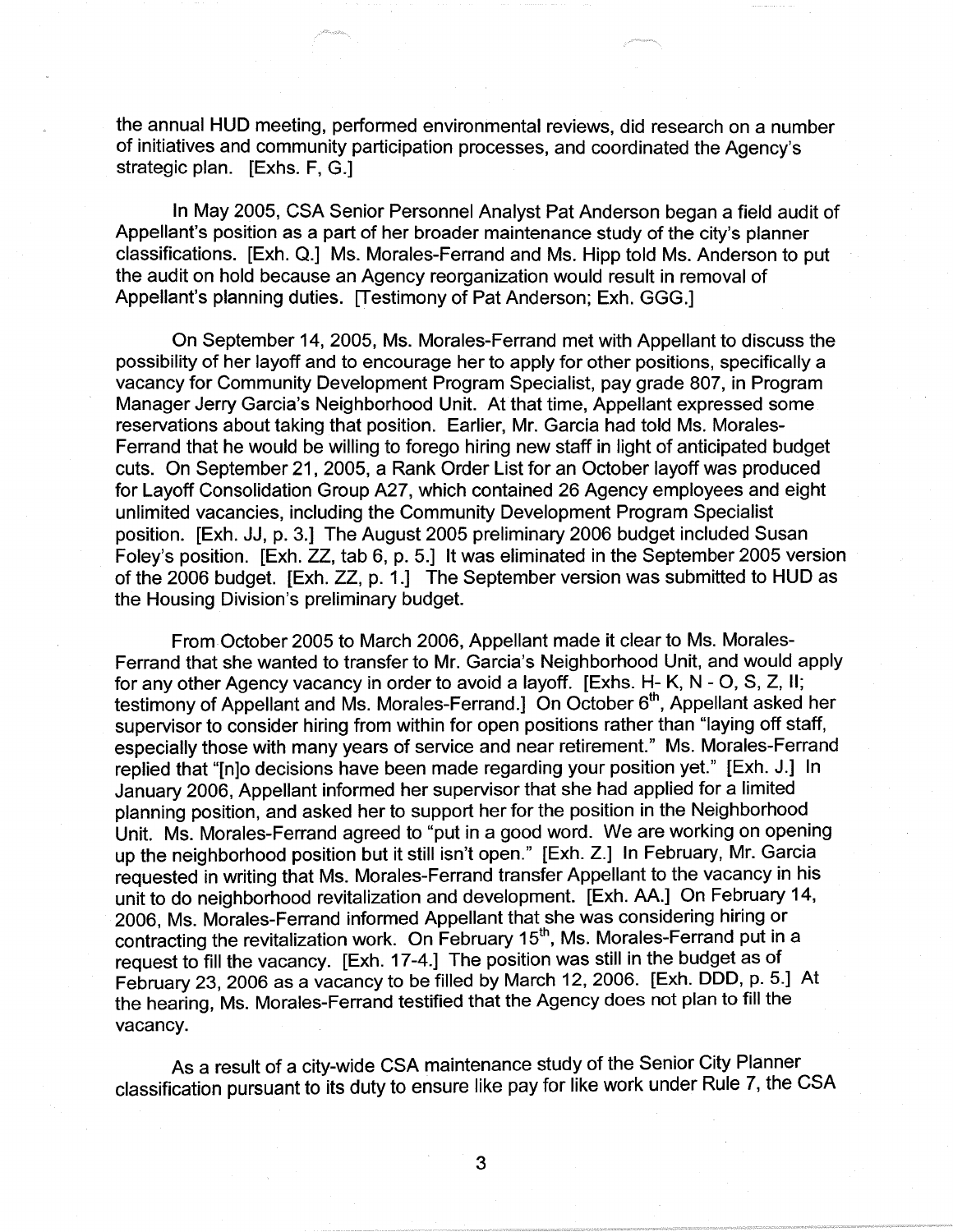the annual HUD meeting, performed environmental reviews, did research on a number of initiatives and community participation processes, and coordinated the Agency's strategic plan. [Exhs. F, G.]

In May 2005, CSA Senior Personnel Analyst Pat Anderson began a field audit of Appellant's position as a part of her broader maintenance study of the city's planner classifications. [Exh. Q.] Ms. Morales-Ferrand and Ms. Hipp told Ms. Anderson to put the audit on hold because an Agency reorganization would result in removal of Appellant's planning duties. [Testimony of Pat Anderson; Exh. GGG.]

On September 14, 2005, Ms. Morales-Ferrand met with Appellant to discuss the possibility of her layoff and to encourage her to apply for other positions, specifically a vacancy for Community Development Program Specialist, pay grade 807, in Program Manager Jerry Garcia's Neighborhood Unit. At that time, Appellant expressed some reservations about taking that position. Earlier, Mr. Garcia had told Ms. Morales-Ferrand that he would be willing to forego hiring new staff in light of anticipated budget cuts. On September 21, 2005, a Rank Order List for an October layoff was produced for Layoff Consolidation Group A27, which contained 26 Agency employees and eight unlimited vacancies, including the Community Development Program Specialist position. [Exh. JJ, p. 3.] The August 2005 preliminary 2006 budget included Susan Foley's position. [Exh. ZZ, tab 6, p. 5.] It was eliminated in the September 2005 version of the 2006 budget. [Exh. ZZ, p. 1.] The September version was submitted to HUD as the Housing Division's preliminary budget.

From October 2005 to March 2006, Appellant made it clear to Ms. Morales-Ferrand that she wanted to transfer to Mr. Garcia's Neighborhood Unit, and would apply for any other Agency vacancy in order to avoid a layoff. [Exhs. H- K, N - O, S, Z, II; testimony of Appellant and Ms. Morales-Ferrand.] On October 6th, Appellant asked her supervisor to consider hiring from within for open positions rather than "laying off staff, especially those with many years of service and near retirement." Ms. Morales-Ferrand replied that "[n]o decisions have been made regarding your position yet." [Exh. J.] In January 2006, Appellant informed her supervisor that she had applied for a limited planning position, and asked her to support her for the position in the Neighborhood Unit. Ms. Morales-Ferrand agreed to "put in a good word. We are working on opening up the neighborhood position but it still isn't open." [Exh. Z.] In February, Mr. Garcia requested in writing that Ms. Morales-Ferrand transfer Appellant to the vacancy in his unit to do neighborhood revitalization and development. [Exh. AA.] On February 14, 2006, Ms. Morales-Ferrand informed Appellant that she was considering hiring or contracting the revitalization work. On February 15th, Ms. Morales-Ferrand put in a request to fill the vacancy. [Exh. 17-4.] The position was still in the budget as of February 23, 2006 as a vacancy to be filled by March 12, 2006. [Exh. DDD, p. 5.] At the hearing, Ms. Morales-Ferrand testified that the Agency does not plan to fill the vacancy.

As a result of a city-wide CSA maintenance study of the Senior City Planner classification pursuant to its duty to ensure like pay for like work under Rule 7, the CSA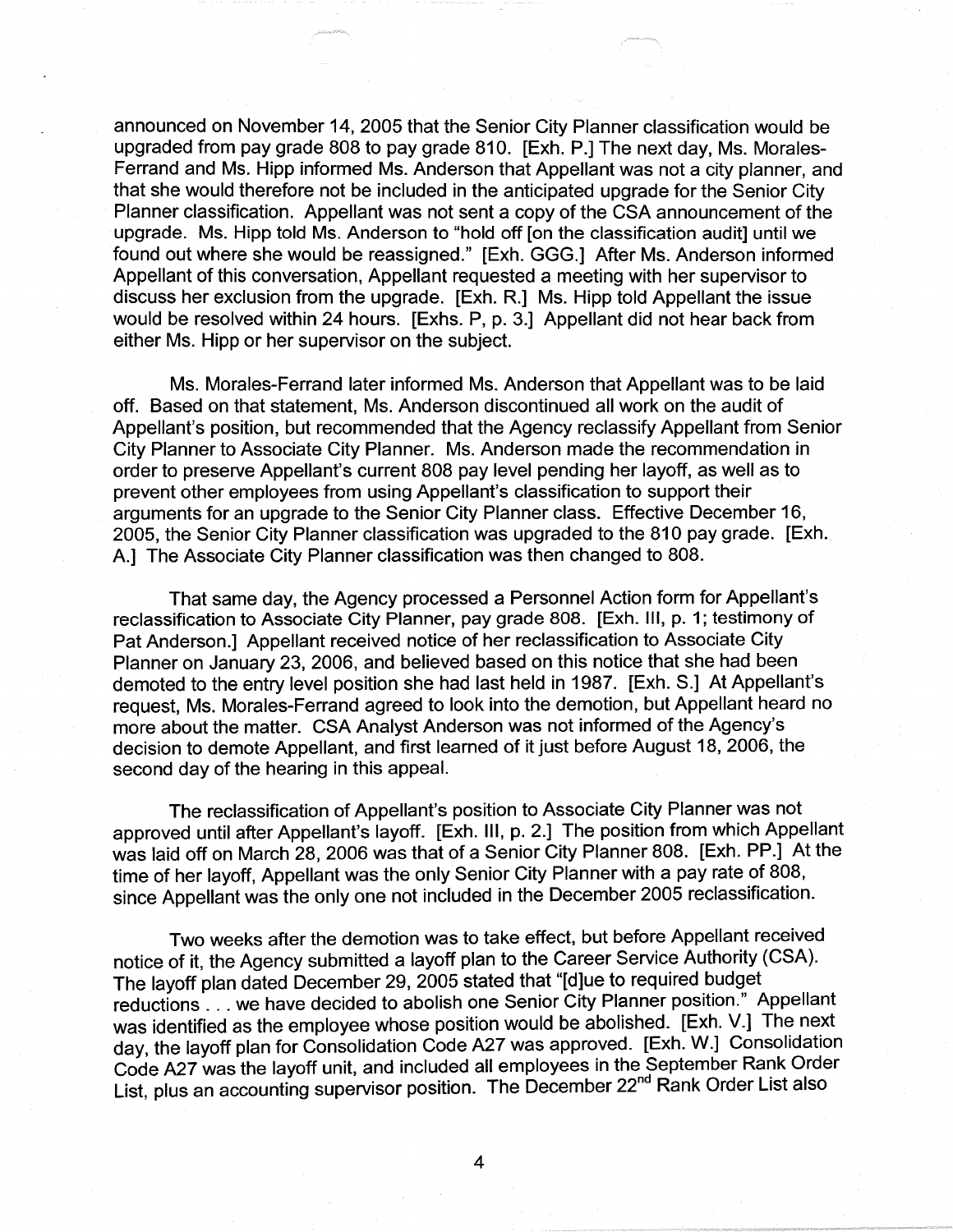announced on November 14, 2005 that the Senior City Planner classification would be upgraded from pay grade 808 to pay grade 810. [Exh. P.] The next day, Ms. Morales-Ferrand and Ms. Hipp informed Ms. Anderson that Appellant was not a city planner, and that she would therefore not be included in the anticipated upgrade for the Senior City Planner classification. Appellant was not sent a copy of the CSA announcement of the upgrade. Ms. Hipp told Ms. Anderson to "hold off [on the classification audit] until we found out where she would be reassigned." [Exh. GGG.] After Ms. Anderson informed Appellant of this conversation, Appellant requested a meeting with her supervisor to discuss her exclusion from the upgrade. [Exh. R.] Ms. Hipp told Appellant the issue would be resolved within 24 hours. [Exhs. P, p. 3.] Appellant did not hear back from either Ms. Hipp or her supervisor on the subject.

Ms. Morales-Ferrand later informed Ms. Anderson that Appellant was to be laid off. Based on that statement, Ms. Anderson discontinued all work on the audit of Appellant's position, but recommended that the Agency reclassify Appellant from Senior City Planner to Associate City Planner. Ms. Anderson made the recommendation in order to preserve Appellant's current 808 pay level pending her layoff, as well as to prevent other employees from using Appellant's classification to support their arguments for an upgrade to the Senior City Planner class. Effective December 16, 2005, the Senior City Planner classification was upgraded to the 810 pay grade. [Exh. A.] The Associate City Planner classification was then changed to 808.

That same day, the Agency processed a Personnel Action form for Appellant's reclassification to Associate City Planner, pay grade 808. [Exh. III, p. 1; testimony of Pat Anderson.] Appellant received notice of her reclassification to Associate City Planner on January 23, 2006, and believed based on this notice that she had been demoted to the entry level position she had last held in 1987. [Exh. S.] At Appellant's request, Ms. Morales-Ferrand agreed to look into the demotion, but Appellant heard no more about the matter. CSA Analyst Anderson was not informed of the Agency's decision to demote Appellant, and first learned of it just before August 18, 2006, the second day of the hearing in this appeal.

The reclassification of Appellant's position to Associate City Planner was not approved until after Appellant's layoff. [Exh. III, p. 2.] The position from which Appellant was laid off on March 28, 2006 was that of a Senior City Planner 808. [Exh. PP.] At the time of her layoff, Appellant was the only Senior City Planner with a pay rate of 808, since Appellant was the only one not included in the December 2005 reclassification.

Two weeks after the demotion was to take effect, but before Appellant received notice of it, the Agency submitted a layoff plan to the Career Service Authority (CSA). The layoff plan dated December 29, 2005 stated that "[d]ue to required budget reductions . . . we have decided to abolish one Senior City Planner position." Appellant was identified as the employee whose position would be abolished. [Exh. V.] The next day, the layoff plan for Consolidation Code A27 was approved. [Exh. W.] Consolidation Code A27 was the layoff unit, and included all employees in the September Rank Order List, plus an accounting supervisor position. The December 22nd Rank Order List also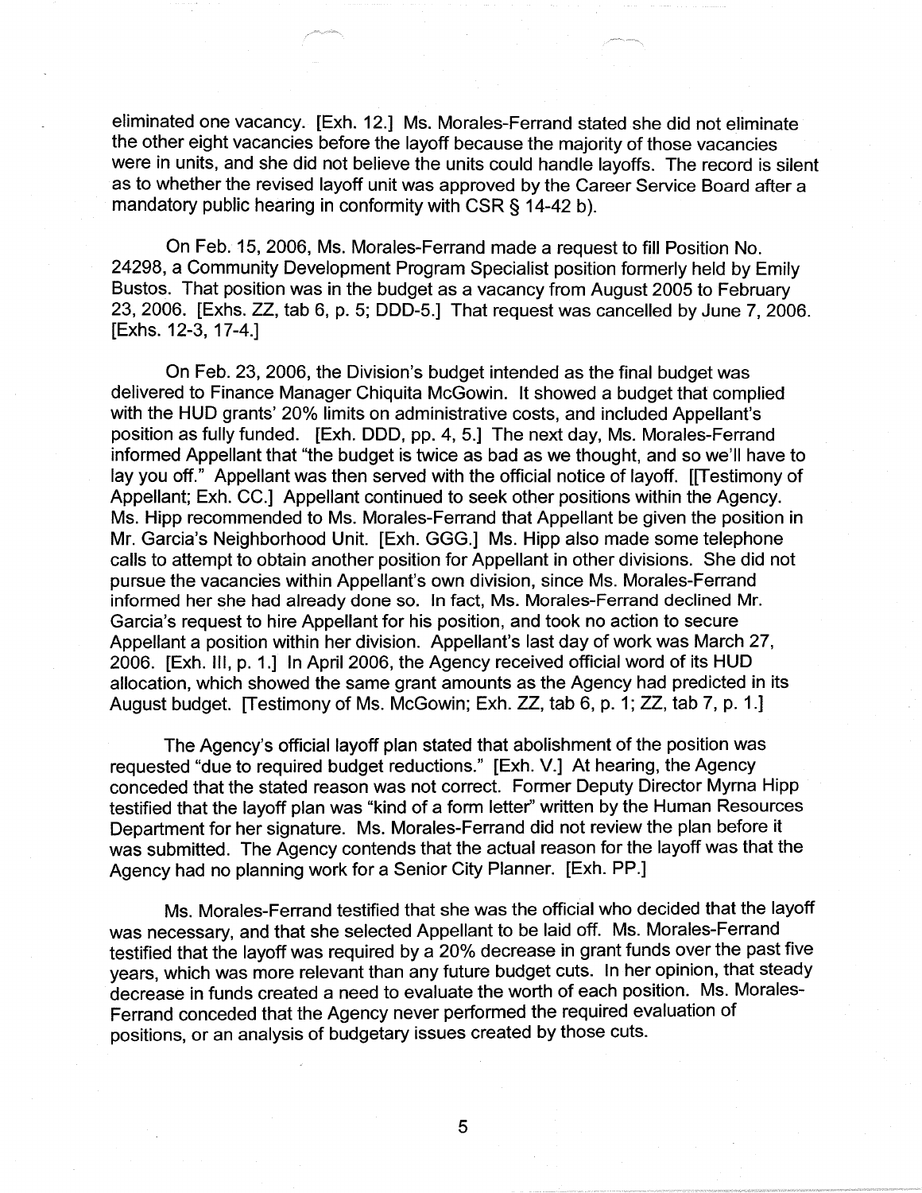eliminated one vacancy. [Exh. 12.] Ms. Morales-Ferrand stated she did not eliminate the other eight vacancies before the layoff because the majority of those vacancies were in units, and she did not believe the units could handle layoffs. The record is silent as to whether the revised layoff unit was approved by the Career Service Board after a mandatory public hearing in conformity with CSR § 14-42 b).

On Feb. 15, 2006, Ms. Morales-Ferrand made a request to fill Position No. 24298, a Community Development Program Specialist position formerly held by Emily Bustos. That position was in the budget as a vacancy from August 2005 to February 23, 2006. [Exhs. ZZ, tab 6, p. 5; DDD-5.] That request was cancelled by June 7, 2006. [Exhs. 12-3, 17-4.]

On Feb. 23, 2006, the Division's budget intended as the final budget was delivered to Finance Manager Chiquita McGowin. It showed a budget that complied with the HUD grants' 20% limits on administrative costs, and included Appellant's position as fully funded. [Exh. DDD, pp. 4, 5.] The next day, Ms. Morales-Ferrand informed Appellant that "the budget is twice as bad as we thought, and so we'll have to lay you off." Appellant was then served with the official notice of layoff. [[Testimony of Appellant; Exh. CC.] Appellant continued to seek other positions within the Agency. Ms. Hipp recommended to Ms. Morales-Ferrand that Appellant be given the position in Mr. Garcia's Neighborhood Unit. [Exh. GGG.] Ms. Hipp also made some telephone calls to attempt to obtain another position for Appellant in other divisions. She did not pursue the vacancies within Appellant's own division, since Ms. Morales-Ferrand informed her she had already done so. In fact, Ms. Morales-Ferrand declined Mr. Garcia's request to hire Appellant for his position, and took no action to secure Appellant a position within her division. Appellant's last day of work was March 27, 2006. [Exh. III, p. 1.] In April 2006, the Agency received official word of its HUD allocation, which showed the same grant amounts as the Agency had predicted in its August budget. [Testimony of Ms. McGowin; Exh. ZZ, tab 6, p. 1; ZZ, tab 7, p. 1.]

The Agency's official layoff plan stated that abolishment of the position was requested "due to required budget reductions." [Exh. V.] At hearing, the Agency conceded that the stated reason was not correct. Former Deputy Director Myrna Hipp testified that the layoff plan was "kind of a form letter" written by the Human Resources Department for her signature. Ms. Morales-Ferrand did not review the plan before it was submitted. The Agency contends that the actual reason for the layoff was that the Agency had no planning work for a Senior City Planner. [Exh. PP.]

Ms. Morales-Ferrand testified that she was the official who decided that the layoff was necessary, and that she selected Appellant to be laid off. Ms. Morales-Ferrand testified that the layoff was required by a 20% decrease in grant funds over the past five years, which was more relevant than any future budget cuts. In her opinion, that steady decrease in funds created a need to evaluate the worth of each position. Ms. Morales-Ferrand conceded that the Agency never performed the required evaluation of positions, or an analysis of budgetary issues created by those cuts.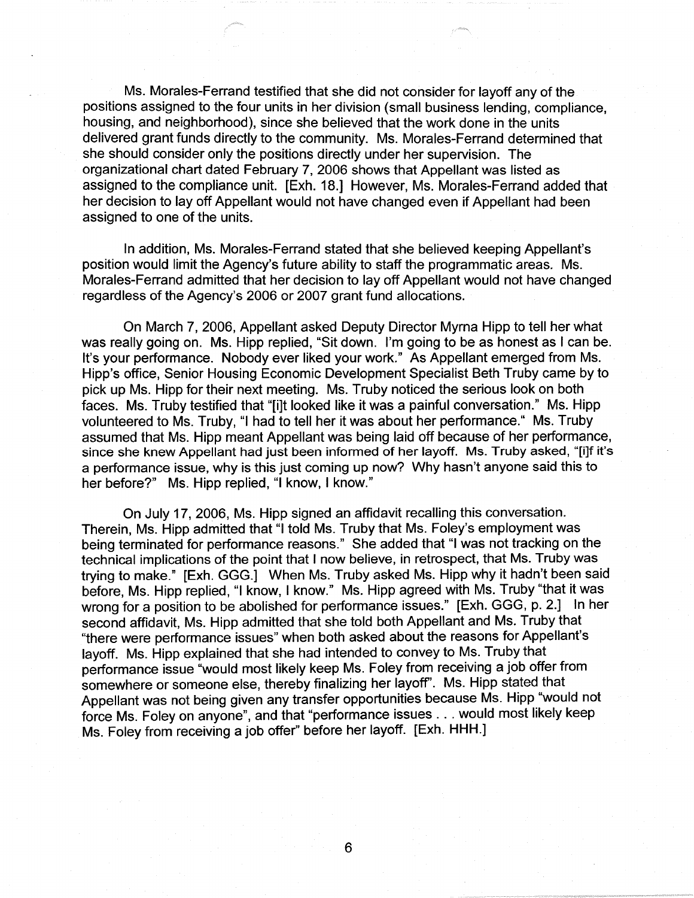Ms. Morales-Ferrand testified that she did not consider for layoff any of the positions assigned to the four units in her division (small business lending, compliance, housing, and neighborhood), since she believed that the work done in the units delivered grant funds directly to the community. Ms. Morales-Ferrand determined that she should consider only the positions directly under her supervision. The organizational chart dated February 7, 2006 shows that Appellant was listed as assigned to the compliance unit. [Exh. 18.] However, Ms. Morales-Ferrand added that her decision to lay off Appellant would not have changed even if Appellant had been assigned to one of the units.

In addition, Ms. Morales-Ferrand stated that she believed keeping Appellant's position would limit the Agency's future ability to staff the programmatic areas. Ms. Morales-Ferrand admitted that her decision to lay off Appellant would not have changed regardless of the Agency's 2006 or 2007 grant fund allocations.

On March 7, 2006, Appellant asked Deputy Director Myrna Hipp to tell her what was really going on. Ms. Hipp replied, "Sit down. I'm going to be as honest as I can be. It's your performance. Nobody ever liked your work." As Appellant emerged from Ms. Hipp's office, Senior Housing Economic Development Specialist Beth Truby came by to pick up Ms. Hipp for their next meeting. Ms. Truby noticed the serious look on both faces. Ms. Truby testified that "[i]t looked like it was a painful conversation." Ms. Hipp volunteered to Ms. Truby, "I had to tell her it was about her performance." Ms. Truby assumed that Ms. Hipp meant Appellant was being laid off because of her performance, since she knew Appellant had just been informed of her layoff. Ms. Truby asked, "[i]f it's a performance issue, why is this just coming up now? Why hasn't anyone said this to her before?" Ms. Hipp replied, "I know, I know."

On July 17, 2006, Ms. Hipp signed an affidavit recalling this conversation. Therein, Ms. Hipp admitted that "I told Ms. Truby that Ms. Foley's employment was being terminated for performance reasons." She added that "I was not tracking on the technical implications of the point that I now believe, in retrospect, that Ms. Truby was trying to make." [Exh. GGG.] When Ms. Truby asked Ms. Hipp why it hadn't been said before, Ms. Hipp replied, "I know, I know." Ms. Hipp agreed with Ms. Truby "that it was wrong for a position to be abolished for performance issues." [Exh. GGG, p. 2.] In her second affidavit, Ms. Hipp admitted that she told both Appellant and Ms. Truby that "there were performance issues" when both asked about the reasons for Appellant's layoff. Ms. Hipp explained that she had intended to convey to Ms. Truby that performance issue "would most likely keep Ms. Foley from receiving a job offer from somewhere or someone else, thereby finalizing her layoff". Ms. Hipp stated that Appellant was not being given any transfer opportunities because Ms. Hipp "would not force Ms. Foley on anyone", and that "performance issues . . . would most likely keep Ms. Foley from receiving a job offer" before her layoff. [Exh. HHH.]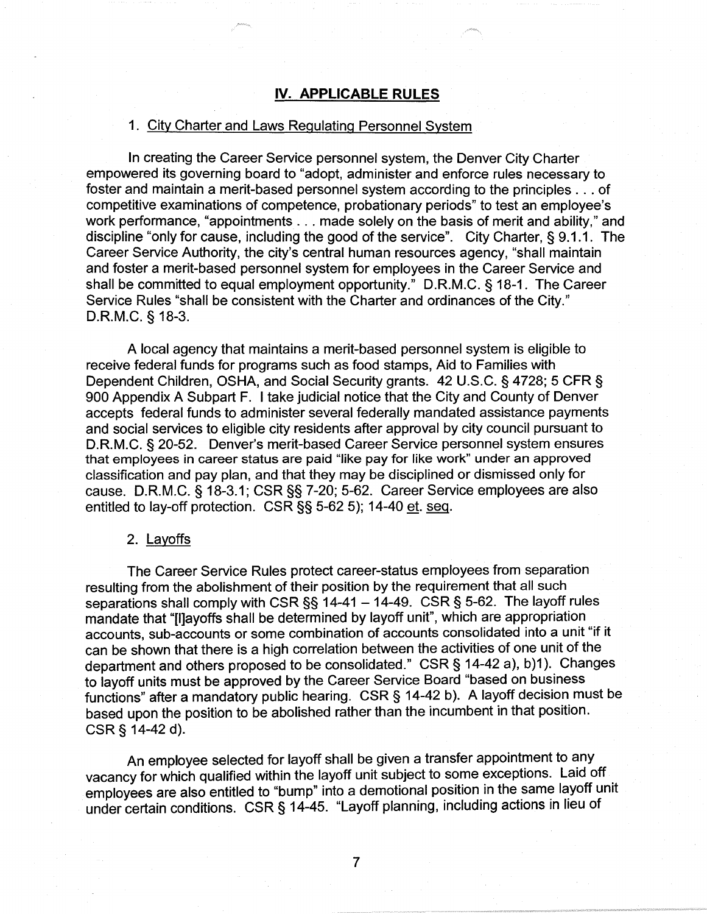## IV. APPLICABLE RULES

### 1. City Charter and Laws Regulating Personnel System

In creating the Career Service personnel system, the Denver City Charter empowered its governing board to "adopt, administer and enforce rules necessary to foster and maintain a merit-based personnel system according to the principles . . . of competitive examinations of competence, probationary periods" to test an employee's work performance, "appointments . . . made solely on the basis of merit and ability," and discipline "only for cause, including the good of the service". City Charter, § 9.1.1. The Career Service Authority, the city's central human resources agency, "shall maintain and foster a merit-based personnel system for employees in the Career Service and shall be committed to equal employment opportunity." D.R.M.C. § 18-1. The Career Service Rules "shall be consistent with the Charter and ordinances of the City." D.R.M.C. § 18-3.

A local agency that maintains a merit-based personnel system is eligible to receive federal funds for programs such as food stamps, Aid to Families with Dependent Children, OSHA, and Social Security grants. 42 U.S.C. § 4728; 5 CFR § 900 Appendix A Subpart F. I take judicial notice that the City and County of Denver accepts federal funds to administer several federally mandated assistance payments and social services to eligible city residents after approval by city council pursuant to D.R.M.C. § 20-52. Denver's merit-based Career Service personnel system ensures that employees in career status are paid "like pay for like work" under an approved classification and pay plan, and that they may be disciplined or dismissed only for cause. D.R.M.C. § 18-3.1; CSR §§ 7-20; 5-62. Career Service employees are also entitled to lay-off protection. CSR §§ 5-62 5); 14-40 et. seq.

### 2. Layoffs

The Career Service Rules protect career-status employees from separation resulting from the abolishment of their position by the requirement that all such separations shall comply with CSR §§ 14-41 – 14-49. CSR § 5-62. The layoff rules mandate that "[l]ayoffs shall be determined by layoff unit", which are appropriation accounts, sub-accounts or some combination of accounts consolidated into a unit "if it can be shown that there is a high correlation between the activities of one unit of the department and others proposed to be consolidated." CSR § 14-42 a), b)1). Changes to layoff units must be approved by the Career Service Board "based on business functions" after a mandatory public hearing. CSR § 14-42 b). A layoff decision must be based upon the position to be abolished rather than the incumbent in that position. CSR § 14-42 d).

An employee selected for layoff shall be given a transfer appointment to any vacancy for which qualified within the layoff unit subject to some exceptions. Laid off employees are also entitled to "bump" into a demotional position in the same layoff unit under certain conditions. CSR § 14-45. "Layoff planning, including actions in lieu of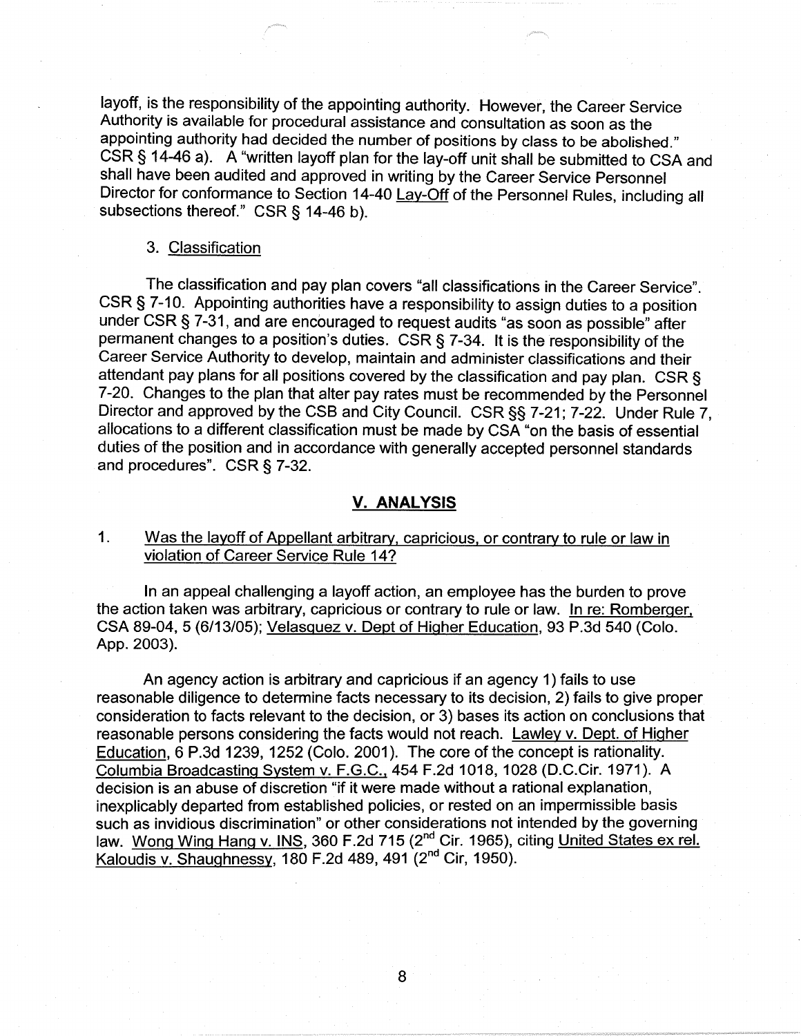layoff, is the responsibility of the appointing authority. However, the Career Service Authority is available for procedural assistance and consultation as soon as the appointing authority had decided the number of positions by class to be abolished." CSR § 14-46 a). A "written layoff plan for the lay-off unit shall be submitted to CSA and shall have been audited and approved in writing by the Career Service Personnel Director for conformance to Section 14-40 Lay-Off of the Personnel Rules, including all subsections thereof." CSR § 14-46 b).

3. Classification

The classification and pay plan covers "all classifications in the Career Service". CSR § 7-10. Appointing authorities have a responsibility to assign duties to a position under CSR § 7-31, and are encouraged to request audits "as soon as possible" after permanent changes to a position's duties. CSR § 7-34. It is the responsibility of the Career Service Authority to develop, maintain and administer classifications and their attendant pay plans for all positions covered by the classification and pay plan. CSR § 7-20. Changes to the plan that alter pay rates must be recommended by the Personnel Director and approved by the CSB and City Council. CSR §§ 7-21; 7-22. Under Rule 7, allocations to a different classification must be made by CSA "on the basis of essential duties of the position and in accordance with generally accepted personnel standards and procedures". CSR § 7-32.

## V. ANALYSIS

1. Was the layoff of Appellant arbitrary, capricious, or contrary to rule or law in violation of Career Service Rule 14?

In an appeal challenging a layoff action, an employee has the burden to prove the action taken was arbitrary, capricious or contrary to rule or law. In re: Romberger, CSA 89-04, 5 (6/13/05); Velasquez v. Dept of Higher Education, 93 P.3d 540 (Colo. App. 2003).

An agency action is arbitrary and capricious if an agency 1) fails to use reasonable diligence to determine facts necessary to its decision, 2) fails to give proper consideration to facts relevant to the decision, or 3) bases its action on conclusions that reasonable persons considering the facts would not reach. Lawley v. Dept. of Higher Education, 6 P.3d 1239, 1252 (Colo. 2001). The core of the concept is rationality. Columbia Broadcasting System v. F.G.C., 454 F.2d 1018, 1028 (D.C.Cir. 1971). A decision is an abuse of discretion "if it were made without a rational explanation, inexplicably departed from established policies, or rested on an impermissible basis such as invidious discrimination" or other considerations not intended by the governing law. Wong Wing Hang v. INS, 360 F.2d 715 (2nd Cir. 1965), citing United States ex rel. Kaloudis v. Shaughnessy, 180 F.2d 489, 491 (2nd Cir, 1950).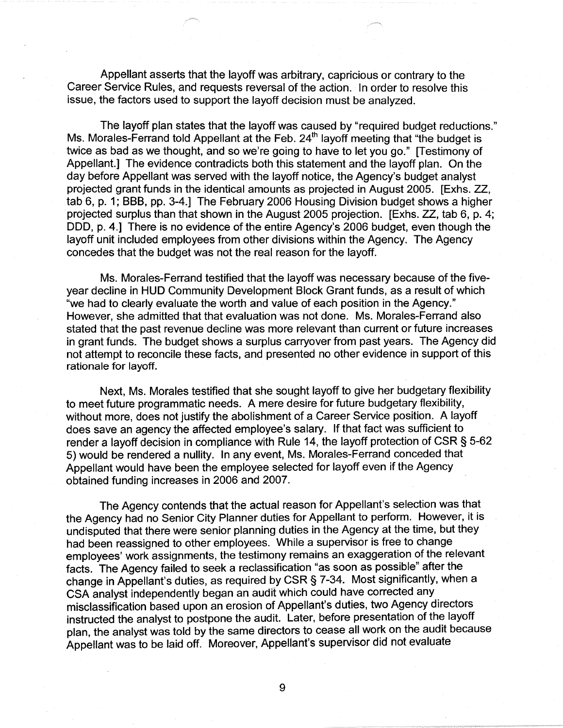Appellant asserts that the layoff was arbitrary, capricious or contrary to the Career Service Rules, and requests reversal of the action. In order to resolve this issue, the factors used to support the layoff decision must be analyzed.

The layoff plan states that the layoff was caused by "required budget reductions." Ms. Morales-Ferrand told Appellant at the Feb. 24th layoff meeting that "the budget is twice as bad as we thought, and so we're going to have to let you go." [Testimony of Appellant.] The evidence contradicts both this statement and the layoff plan. On the day before Appellant was served with the layoff notice, the Agency's budget analyst projected grant funds in the identical amounts as projected in August 2005. [Exhs. ZZ, tab 6, p. 1; BBB, pp. 3-4.] The February 2006 Housing Division budget shows a higher projected surplus than that shown in the August 2005 projection. [Exhs. ZZ, tab 6, p. 4; DDD, p. 4.] There is no evidence of the entire Agency's 2006 budget, even though the layoff unit included employees from other divisions within the Agency. The Agency concedes that the budget was not the real reason for the layoff.

Ms. Morales-Ferrand testified that the layoff was necessary because of the five-year decline in HUD Community Development Block Grant funds, as a result of which "we had to clearly evaluate the worth and value of each position in the Agency." However, she admitted that that evaluation was not done. Ms. Morales-Ferrand also stated that the past revenue decline was more relevant than current or future increases in grant funds. The budget shows a surplus carryover from past years. The Agency did not attempt to reconcile these facts, and presented no other evidence in support of this rationale for layoff.

Next, Ms. Morales testified that she sought layoff to give her budgetary flexibility to meet future programmatic needs. A mere desire for future budgetary flexibility, without more, does not justify the abolishment of a Career Service position. A layoff does save an agency the affected employee's salary. If that fact was sufficient to render a layoff decision in compliance with Rule 14, the layoff protection of CSR § 5-62 5) would be rendered a nullity. In any event, Ms. Morales-Ferrand conceded that Appellant would have been the employee selected for layoff even if the Agency obtained funding increases in 2006 and 2007.

The Agency contends that the actual reason for Appellant's selection was that the Agency had no Senior City Planner duties for Appellant to perform. However, it is undisputed that there were senior planning duties in the Agency at the time, but they had been reassigned to other employees. While a supervisor is free to change employees' work assignments, the testimony remains an exaggeration of the relevant facts. The Agency failed to seek a reclassification "as soon as possible" after the change in Appellant's duties, as required by CSR § 7-34. Most significantly, when a CSA analyst independently began an audit which could have corrected any misclassification based upon an erosion of Appellant's duties, two Agency directors instructed the analyst to postpone the audit. Later, before presentation of the layoff plan, the analyst was told by the same directors to cease all work on the audit because Appellant was to be laid off. Moreover, Appellant's supervisor did not evaluate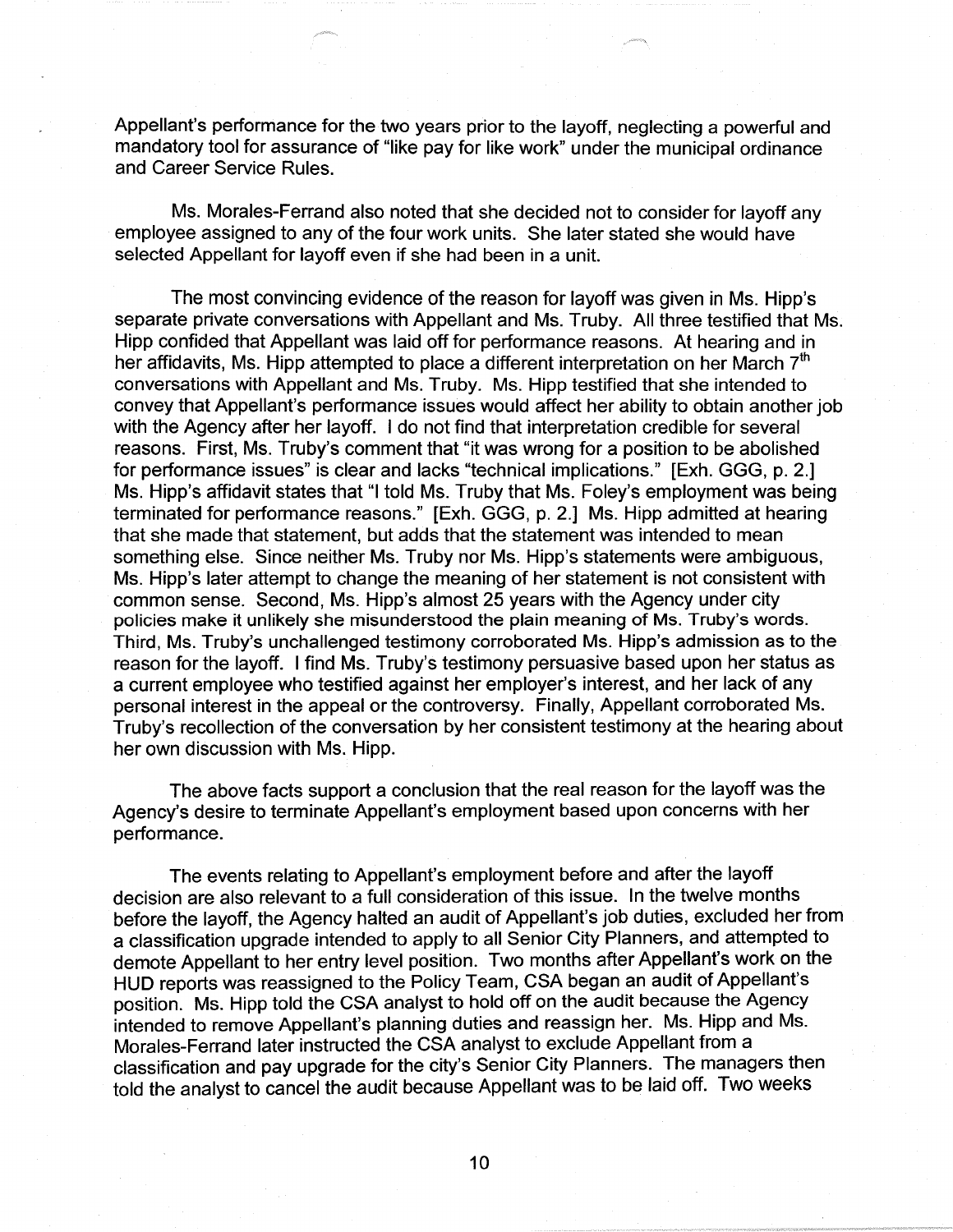Appellant's performance for the two years prior to the layoff, neglecting a powerful and mandatory tool for assurance of "like pay for like work" under the municipal ordinance and Career Service Rules.

Ms. Morales-Ferrand also noted that she decided not to consider for layoff any employee assigned to any of the four work units. She later stated she would have selected Appellant for layoff even if she had been in a unit.

The most convincing evidence of the reason for layoff was given in Ms. Hipp's separate private conversations with Appellant and Ms. Truby. All three testified that Ms. Hipp confided that Appellant was laid off for performance reasons. At hearing and in her affidavits, Ms. Hipp attempted to place a different interpretation on her March 7th conversations with Appellant and Ms. Truby. Ms. Hipp testified that she intended to convey that Appellant's performance issues would affect her ability to obtain another job with the Agency after her layoff. I do not find that interpretation credible for several reasons. First, Ms. Truby's comment that "it was wrong for a position to be abolished for performance issues" is clear and lacks "technical implications." [Exh. GGG, p. 2.] Ms. Hipp's affidavit states that "I told Ms. Truby that Ms. Foley's employment was being terminated for performance reasons." [Exh. GGG, p. 2.] Ms. Hipp admitted at hearing that she made that statement, but adds that the statement was intended to mean something else. Since neither Ms. Truby nor Ms. Hipp's statements were ambiguous, Ms. Hipp's later attempt to change the meaning of her statement is not consistent with common sense. Second, Ms. Hipp's almost 25 years with the Agency under city policies make it unlikely she misunderstood the plain meaning of Ms. Truby's words. Third, Ms. Truby's unchallenged testimony corroborated Ms. Hipp's admission as to the reason for the layoff. I find Ms. Truby's testimony persuasive based upon her status as a current employee who testified against her employer's interest, and her lack of any personal interest in the appeal or the controversy. Finally, Appellant corroborated Ms. Truby's recollection of the conversation by her consistent testimony at the hearing about her own discussion with Ms. Hipp.

The above facts support a conclusion that the real reason for the layoff was the Agency's desire to terminate Appellant's employment based upon concerns with her performance.

The events relating to Appellant's employment before and after the layoff decision are also relevant to a full consideration of this issue. In the twelve months before the layoff, the Agency halted an audit of Appellant's job duties, excluded her from a classification upgrade intended to apply to all Senior City Planners, and attempted to demote Appellant to her entry level position. Two months after Appellant's work on the HUD reports was reassigned to the Policy Team, CSA began an audit of Appellant's position. Ms. Hipp told the CSA analyst to hold off on the audit because the Agency intended to remove Appellant's planning duties and reassign her. Ms. Hipp and Ms. Morales-Ferrand later instructed the CSA analyst to exclude Appellant from a classification and pay upgrade for the city's Senior City Planners. The managers then told the analyst to cancel the audit because Appellant was to be laid off. Two weeks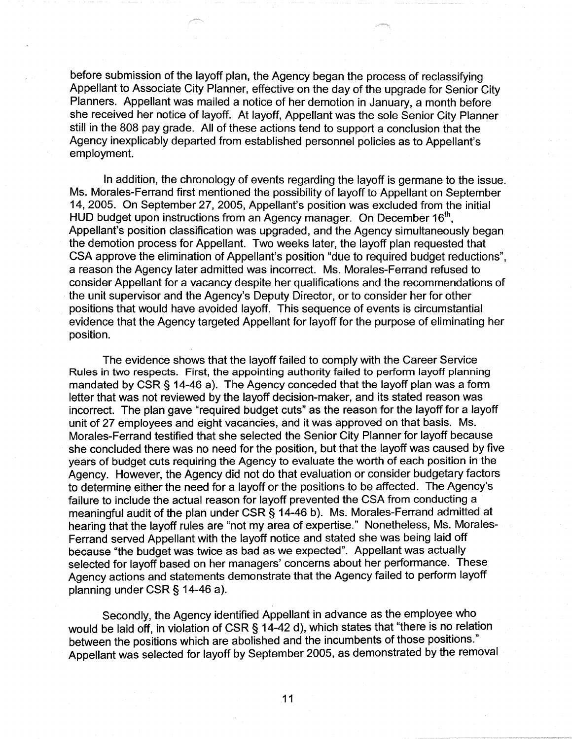before submission of the layoff plan, the Agency began the process of reclassifying Appellant to Associate City Planner, effective on the day of the upgrade for Senior City Planners. Appellant was mailed a notice of her demotion in January, a month before she received her notice of layoff. At layoff, Appellant was the sole Senior City Planner still in the 808 pay grade. All of these actions tend to support a conclusion that the Agency inexplicably departed from established personnel policies as to Appellant's employment.

In addition, the chronology of events regarding the layoff is germane to the issue. Ms. Morales-Ferrand first mentioned the possibility of layoff to Appellant on September 14, 2005. On September 27, 2005, Appellant's position was excluded from the initial HUD budget upon instructions from an Agency manager. On December 16th, Appellant's position classification was upgraded, and the Agency simultaneously began the demotion process for Appellant. Two weeks later, the layoff plan requested that CSA approve the elimination of Appellant's position "due to required budget reductions", a reason the Agency later admitted was incorrect. Ms. Morales-Ferrand refused to consider Appellant for a vacancy despite her qualifications and the recommendations of the unit supervisor and the Agency's Deputy Director, or to consider her for other positions that would have avoided layoff. This sequence of events is circumstantial evidence that the Agency targeted Appellant for layoff for the purpose of eliminating her position.

The evidence shows that the layoff failed to comply with the Career Service Rules in two respects. First, the appointing authority failed to perform layoff planning mandated by CSR § 14-46 a). The Agency conceded that the layoff plan was a form letter that was not reviewed by the layoff decision-maker, and its stated reason was incorrect. The plan gave "required budget cuts" as the reason for the layoff for a layoff unit of 27 employees and eight vacancies, and it was approved on that basis. Ms. Morales-Ferrand testified that she selected the Senior City Planner for layoff because she concluded there was no need for the position, but that the layoff was caused by five years of budget cuts requiring the Agency to evaluate the worth of each position in the Agency. However, the Agency did not do that evaluation or consider budgetary factors to determine either the need for a layoff or the positions to be affected. The Agency's failure to include the actual reason for layoff prevented the CSA from conducting a meaningful audit of the plan under CSR § 14-46 b). Ms. Morales-Ferrand admitted at hearing that the layoff rules are "not my area of expertise." Nonetheless, Ms. Morales-Ferrand served Appellant with the layoff notice and stated she was being laid off because "the budget was twice as bad as we expected". Appellant was actually selected for layoff based on her managers' concerns about her performance. These Agency actions and statements demonstrate that the Agency failed to perform layoff planning under CSR § 14-46 a).

Secondly, the Agency identified Appellant in advance as the employee who would be laid off, in violation of CSR § 14-42 d), which states that "there is no relation between the positions which are abolished and the incumbents of those positions." Appellant was selected for layoff by September 2005, as demonstrated by the removal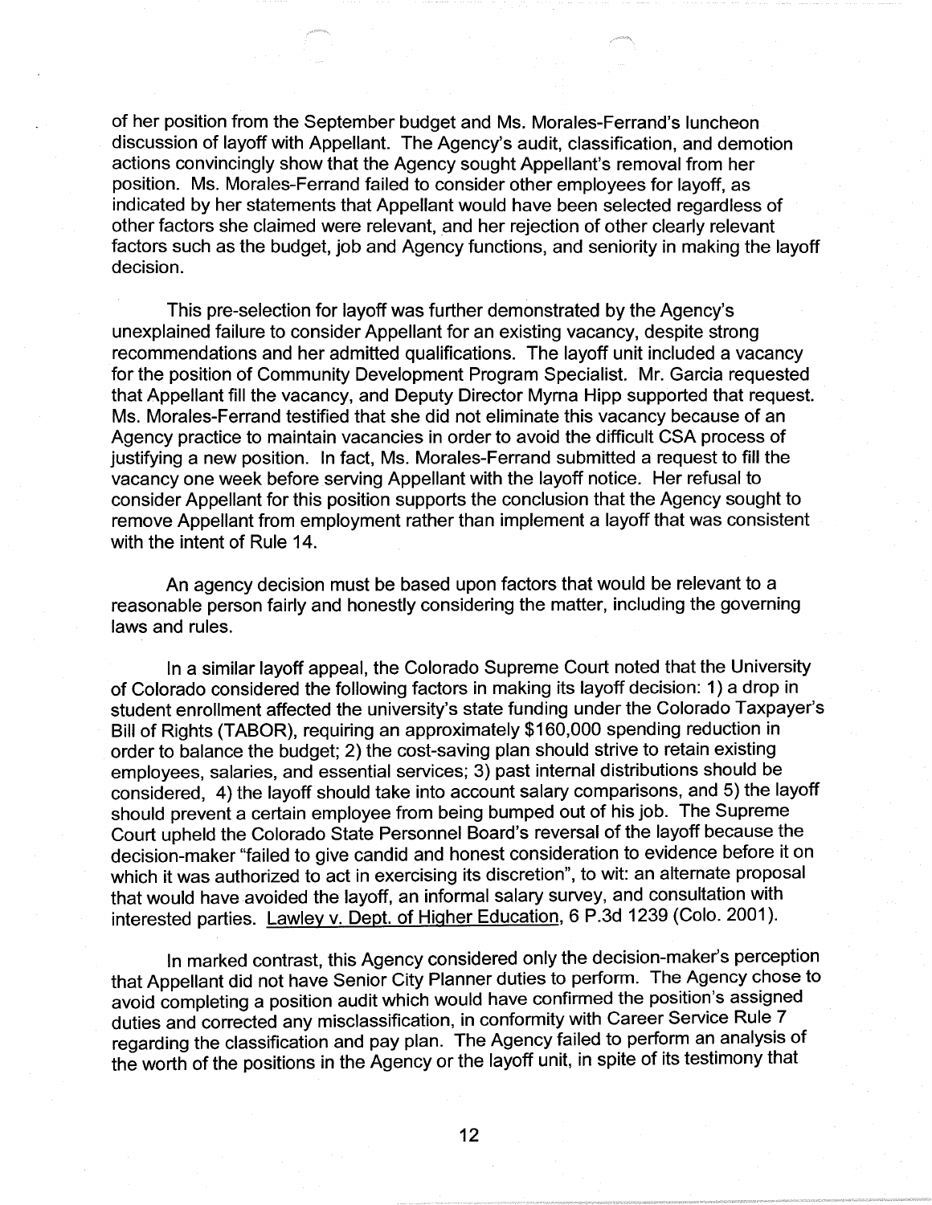of her position from the September budget and Ms. Morales-Ferrand's luncheon discussion of layoff with Appellant. The Agency's audit, classification, and demotion actions convincingly show that the Agency sought Appellant's removal from her position. Ms. Morales-Ferrand failed to consider other employees for layoff, as indicated by her statements that Appellant would have been selected regardless of other factors she claimed were relevant, and her rejection of other clearly relevant factors such as the budget, job and Agency functions, and seniority in making the layoff decision.

This pre-selection for layoff was further demonstrated by the Agency's unexplained failure to consider Appellant for an existing vacancy, despite strong recommendations and her admitted qualifications. The layoff unit included a vacancy for the position of Community Development Program Specialist. Mr. Garcia requested that Appellant fill the vacancy, and Deputy Director Myrna Hipp supported that request. Ms. Morales-Ferrand testified that she did not eliminate this vacancy because of an Agency practice to maintain vacancies in order to avoid the difficult CSA process of justifying a new position. In fact, Ms. Morales-Ferrand submitted a request to fill the vacancy one week before serving Appellant with the layoff notice. Her refusal to consider Appellant for this position supports the conclusion that the Agency sought to remove Appellant from employment rather than implement a layoff that was consistent with the intent of Rule 14.

An agency decision must be based upon factors that would be relevant to a reasonable person fairly and honestly considering the matter, including the governing laws and rules.

In a similar layoff appeal, the Colorado Supreme Court noted that the University of Colorado considered the following factors in making its layoff decision: 1) a drop in student enrollment affected the university's state funding under the Colorado Taxpayer's Bill of Rights (TABOR), requiring an approximately $160,000 spending reduction in order to balance the budget; 2) the cost-saving plan should strive to retain existing employees, salaries, and essential services; 3) past internal distributions should be considered, 4) the layoff should take into account salary comparisons, and 5) the layoff should prevent a certain employee from being bumped out of his job. The Supreme Court upheld the Colorado State Personnel Board's reversal of the layoff because the decision-maker "failed to give candid and honest consideration to evidence before it on which it was authorized to act in exercising its discretion", to wit: an alternate proposal that would have avoided the layoff, an informal salary survey, and consultation with interested parties. Lawley v. Dept. of Higher Education, 6 P.3d 1239 (Colo. 2001).

In marked contrast, this Agency considered only the decision-maker's perception that Appellant did not have Senior City Planner duties to perform. The Agency chose to avoid completing a position audit which would have confirmed the position's assigned duties and corrected any misclassification, in conformity with Career Service Rule 7 regarding the classification and pay plan. The Agency failed to perform an analysis of the worth of the positions in the Agency or the layoff unit, in spite of its testimony that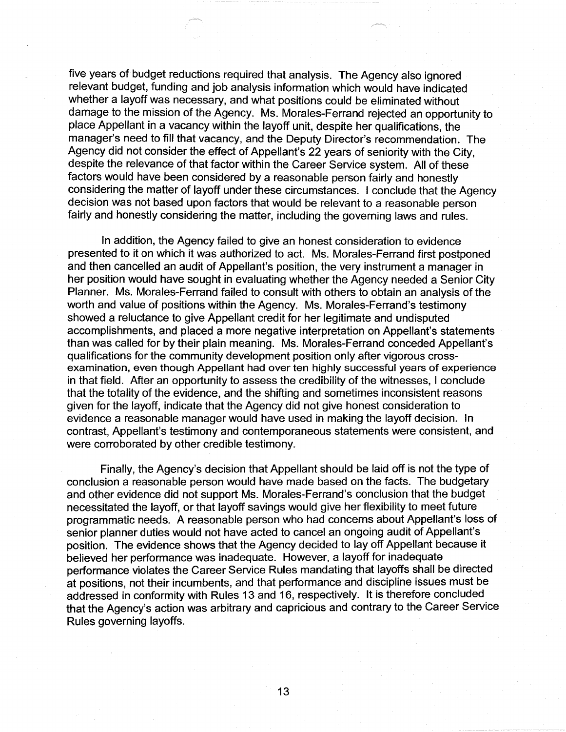five years of budget reductions required that analysis. The Agency also ignored relevant budget, funding and job analysis information which would have indicated whether a layoff was necessary, and what positions could be eliminated without damage to the mission of the Agency. Ms. Morales-Ferrand rejected an opportunity to place Appellant in a vacancy within the layoff unit, despite her qualifications, the manager's need to fill that vacancy, and the Deputy Director's recommendation. The Agency did not consider the effect of Appellant's 22 years of seniority with the City, despite the relevance of that factor within the Career Service system. All of these factors would have been considered by a reasonable person fairly and honestly considering the matter of layoff under these circumstances. I conclude that the Agency decision was not based upon factors that would be relevant to a reasonable person fairly and honestly considering the matter, including the governing laws and rules.

In addition, the Agency failed to give an honest consideration to evidence presented to it on which it was authorized to act. Ms. Morales-Ferrand first postponed and then cancelled an audit of Appellant's position, the very instrument a manager in her position would have sought in evaluating whether the Agency needed a Senior City Planner. Ms. Morales-Ferrand failed to consult with others to obtain an analysis of the worth and value of positions within the Agency. Ms. Morales-Ferrand's testimony showed a reluctance to give Appellant credit for her legitimate and undisputed accomplishments, and placed a more negative interpretation on Appellant's statements than was called for by their plain meaning. Ms. Morales-Ferrand conceded Appellant's qualifications for the community development position only after vigorous cross-examination, even though Appellant had over ten highly successful years of experience in that field. After an opportunity to assess the credibility of the witnesses, I conclude that the totality of the evidence, and the shifting and sometimes inconsistent reasons given for the layoff, indicate that the Agency did not give honest consideration to evidence a reasonable manager would have used in making the layoff decision. In contrast, Appellant's testimony and contemporaneous statements were consistent, and were corroborated by other credible testimony.

Finally, the Agency's decision that Appellant should be laid off is not the type of conclusion a reasonable person would have made based on the facts. The budgetary and other evidence did not support Ms. Morales-Ferrand's conclusion that the budget necessitated the layoff, or that layoff savings would give her flexibility to meet future programmatic needs. A reasonable person who had concerns about Appellant's loss of senior planner duties would not have acted to cancel an ongoing audit of Appellant's position. The evidence shows that the Agency decided to lay off Appellant because it believed her performance was inadequate. However, a layoff for inadequate performance violates the Career Service Rules mandating that layoffs shall be directed at positions, not their incumbents, and that performance and discipline issues must be addressed in conformity with Rules 13 and 16, respectively. It is therefore concluded that the Agency's action was arbitrary and capricious and contrary to the Career Service Rules governing layoffs.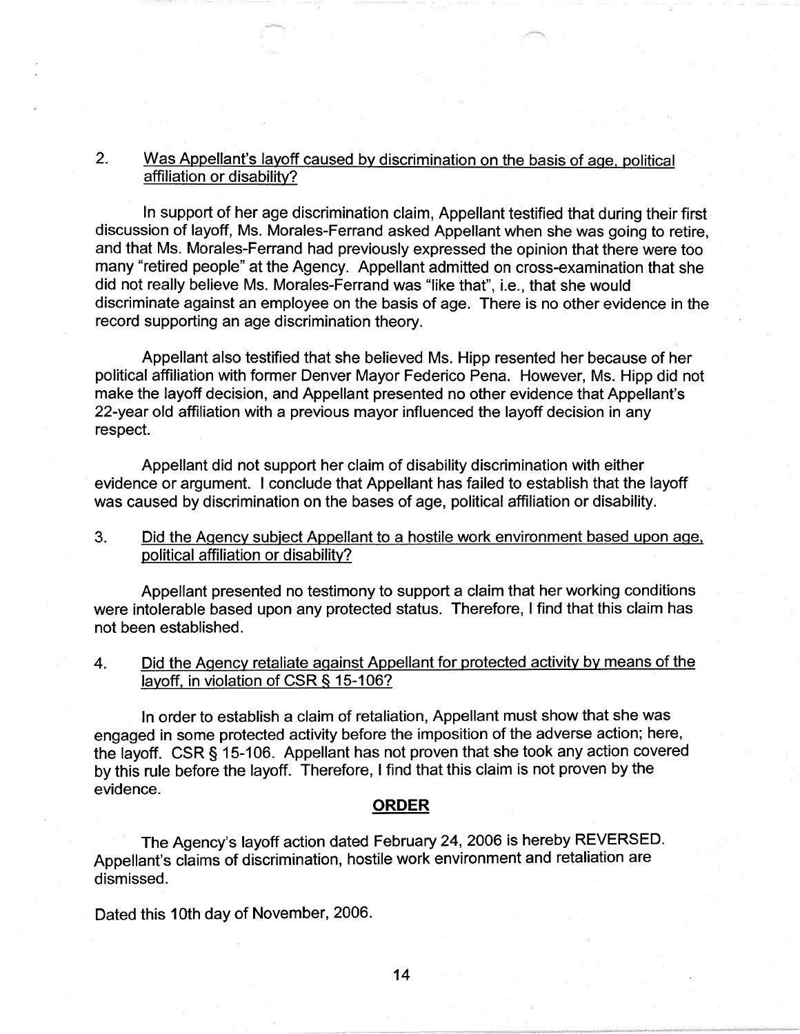2. <u>Was Appellant's layoff caused by discrimination on the basis of age, political affiliation or disability?</u>

In support of her age discrimination claim, Appellant testified that during their first discussion of layoff, Ms. Morales-Ferrand asked Appellant when she was going to retire, and that Ms. Morales-Ferrand had previously expressed the opinion that there were too many "retired people" at the Agency. Appellant admitted on cross-examination that she did not really believe Ms. Morales-Ferrand was "like that", i.e., that she would discriminate against an employee on the basis of age. There is no other evidence in the record supporting an age discrimination theory.

Appellant also testified that she believed Ms. Hipp resented her because of her political affiliation with former Denver Mayor Federico Pena. However, Ms. Hipp did not make the layoff decision, and Appellant presented no other evidence that Appellant's 22-year old affiliation with a previous mayor influenced the layoff decision in any respect.

Appellant did not support her claim of disability discrimination with either evidence or argument. I conclude that Appellant has failed to establish that the layoff was caused by discrimination on the bases of age, political affiliation or disability.

3. <u>Did the Agency subject Appellant to a hostile work environment based upon age, political affiliation or disability?</u>

Appellant presented no testimony to support a claim that her working conditions were intolerable based upon any protected status. Therefore, I find that this claim has not been established.

4. <u>Did the Agency retaliate against Appellant for protected activity by means of the layoff, in violation of CSR § 15-106?</u>

In order to establish a claim of retaliation, Appellant must show that she was engaged in some protected activity before the imposition of the adverse action; here, the layoff. CSR § 15-106. Appellant has not proven that she took any action covered by this rule before the layoff. Therefore, I find that this claim is not proven by the evidence.

## ORDER

The Agency's layoff action dated February 24, 2006 is hereby REVERSED. Appellant's claims of discrimination, hostile work environment and retaliation are dismissed.

Dated this 10th day of November, 2006.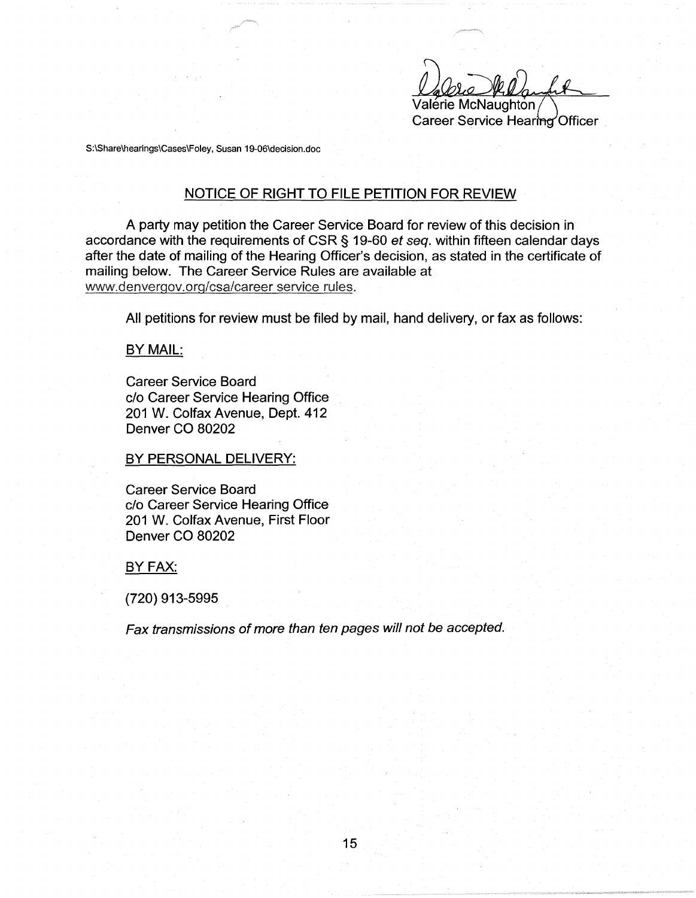Valérie McNaughton
Career Service Hearing Officer

S:\Share\hearings\Cases\Foley, Susan 19-06\decision.doc

## NOTICE OF RIGHT TO FILE PETITION FOR REVIEW

A party may petition the Career Service Board for review of this decision in accordance with the requirements of CSR § 19-60 *et seq.* within fifteen calendar days after the date of mailing of the Hearing Officer's decision, as stated in the certificate of mailing below. The Career Service Rules are available at www.denvergov.org/csa/career service rules.

All petitions for review must be filed by mail, hand delivery, or fax as follows:

BY MAIL:

Career Service Board
c/o Career Service Hearing Office
201 W. Colfax Avenue, Dept. 412
Denver CO 80202

BY PERSONAL DELIVERY:

Career Service Board
c/o Career Service Hearing Office
201 W. Colfax Avenue, First Floor
Denver CO 80202

BY FAX:

(720) 913-5995

*Fax transmissions of more than ten pages will not be accepted.*